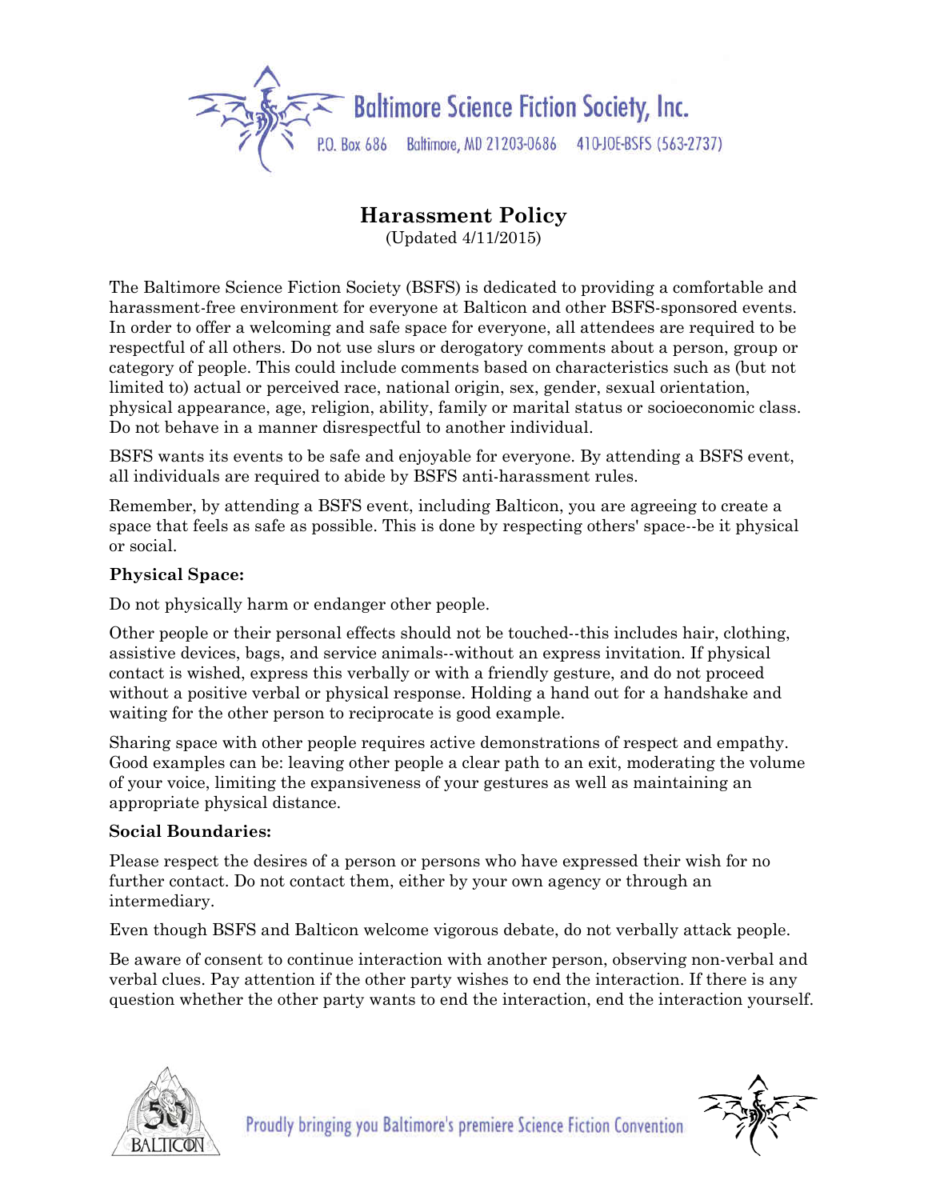Baltimore Science Fiction Society, Inc.

P.O. Box 686 Baltimore, MD 21203-0686 410-JOE-BSFS (563-2737)

# Harassment Policy

(Updated 4/11/2015)

The Baltimore Science Fiction Society (BSFS) is dedicated to providing a comfortable and harassment-free environment for everyone at Balticon and other BSFS-sponsored events. In order to offer a welcoming and safe space for everyone, all attendees are required to be respectful of all others. Do not use slurs or derogatory comments about a person, group or category of people. This could include comments based on characteristics such as (but not limited to) actual or perceived race, national origin, sex, gender, sexual orientation, physical appearance, age, religion, ability, family or marital status or socioeconomic class. Do not behave in a manner disrespectful to another individual.

BSFS wants its events to be safe and enjoyable for everyone. By attending a BSFS event, all individuals are required to abide by BSFS anti-harassment rules.

Remember, by attending a BSFS event, including Balticon, you are agreeing to create a space that feels as safe as possible. This is done by respecting others' space--be it physical or social.

**Physical Space:**

Do not physically harm or endanger other people.

Other people or their personal effects should not be touched--this includes hair, clothing, assistive devices, bags, and service animals--without an express invitation. If physical contact is wished, express this verbally or with a friendly gesture, and do not proceed without a positive verbal or physical response. Holding a hand out for a handshake and waiting for the other person to reciprocate is good example.

Sharing space with other people requires active demonstrations of respect and empathy. Good examples can be: leaving other people a clear path to an exit, moderating the volume of your voice, limiting the expansiveness of your gestures as well as maintaining an appropriate physical distance.

**Social Boundaries:**

Please respect the desires of a person or persons who have expressed their wish for no further contact. Do not contact them, either by your own agency or through an intermediary.

Even though BSFS and Balticon welcome vigorous debate, do not verbally attack people.

Be aware of consent to continue interaction with another person, observing non-verbal and verbal clues. Pay attention if the other party wishes to end the interaction. If there is any question whether the other party wants to end the interaction, end the interaction yourself.

Proudly bringing you Baltimore's premiere Science Fiction Convention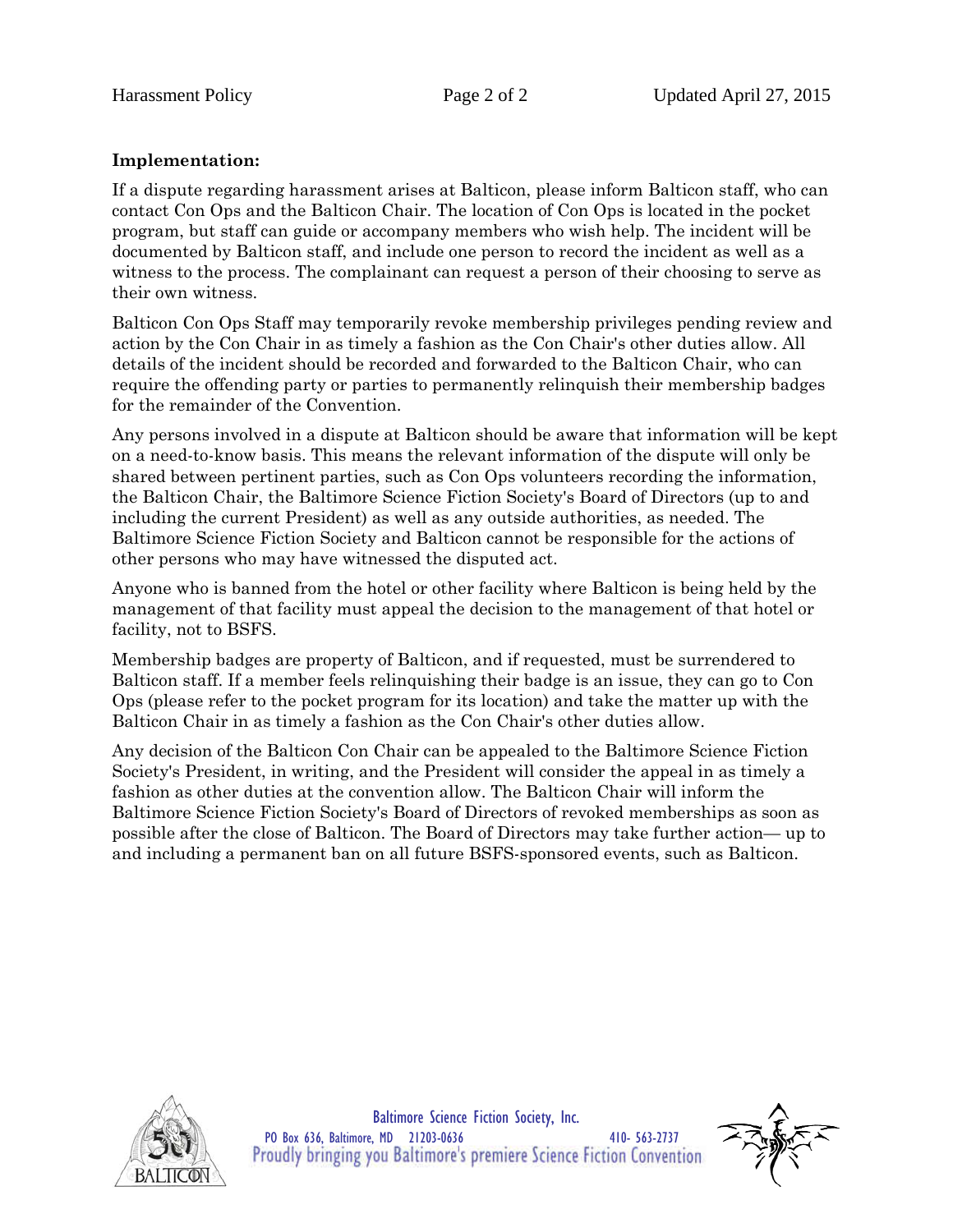### Implementation:

If a dispute regarding harassment arises at Balticon, please inform Balticon staff, who can contact Con Ops and the Balticon Chair. The location of Con Ops is located in the pocket program, but staff can guide or accompany members who wish help. The incident will be documented by Balticon staff, and include one person to record the incident as well as a witness to the process. The complainant can request a person of their choosing to serve as their own witness.

Balticon Con Ops Staff may temporarily revoke membership privileges pending review and action by the Con Chair in as timely a fashion as the Con Chair's other duties allow. All details of the incident should be recorded and forwarded to the Balticon Chair, who can require the offending party or parties to permanently relinquish their membership badges for the remainder of the Convention.

Any persons involved in a dispute at Balticon should be aware that information will be kept on a need-to-know basis. This means the relevant information of the dispute will only be shared between pertinent parties, such as Con Ops volunteers recording the information, the Balticon Chair, the Baltimore Science Fiction Society's Board of Directors (up to and including the current President) as well as any outside authorities, as needed. The Baltimore Science Fiction Society and Balticon cannot be responsible for the actions of other persons who may have witnessed the disputed act.

Anyone who is banned from the hotel or other facility where Balticon is being held by the management of that facility must appeal the decision to the management of that hotel or facility, not to BSFS.

Membership badges are property of Balticon, and if requested, must be surrendered to Balticon staff. If a member feels relinquishing their badge is an issue, they can go to Con Ops (please refer to the pocket program for its location) and take the matter up with the Balticon Chair in as timely a fashion as the Con Chair's other duties allow.

Any decision of the Balticon Con Chair can be appealed to the Baltimore Science Fiction Society's President, in writing, and the President will consider the appeal in as timely a fashion as other duties at the convention allow. The Balticon Chair will inform the Baltimore Science Fiction Society's Board of Directors of revoked memberships as soon as possible after the close of Balticon. The Board of Directors may take further action— up to and including a permanent ban on all future BSFS-sponsored events, such as Balticon.

Baltimore Science Fiction Society, Inc.
PO Box 636, Baltimore, MD 21203-0636 410- 563-2737
Proudly bringing you Baltimore's premiere Science Fiction Convention